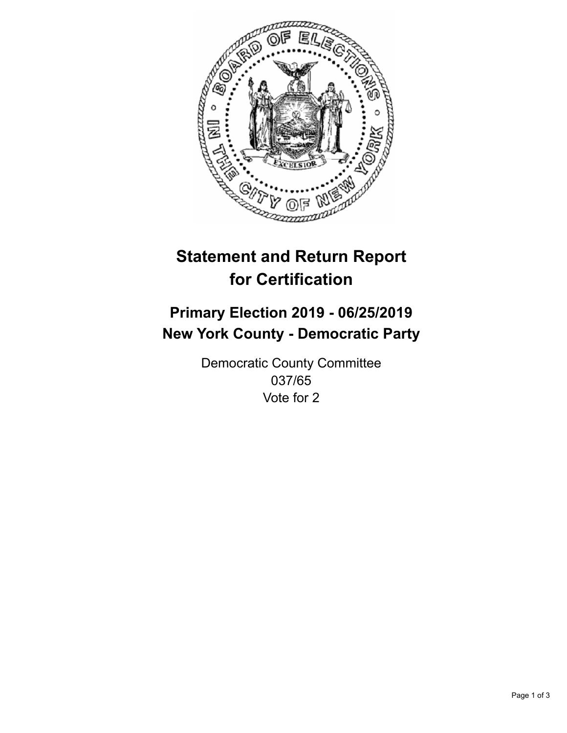# Statement and Return Report for Certification

## Primary Election 2019 - 06/25/2019
## New York County - Democratic Party

Democratic County Committee
037/65
Vote for 2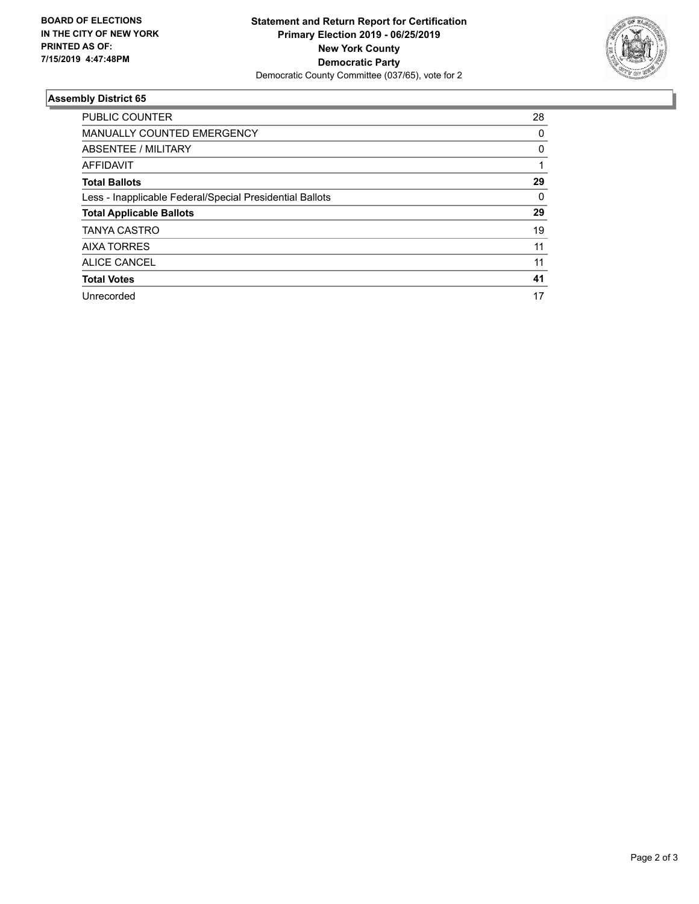**BOARD OF ELECTIONS IN THE CITY OF NEW YORK PRINTED AS OF: 7/15/2019 4:47:48PM**

**Statement and Return Report for Certification**
**Primary Election 2019 - 06/25/2019**
**New York County**
**Democratic Party**
Democratic County Committee (037/65), vote for 2

### Assembly District 65

| | |
|---|---|
| PUBLIC COUNTER | 28 |
| MANUALLY COUNTED EMERGENCY | 0 |
| ABSENTEE / MILITARY | 0 |
| AFFIDAVIT | 1 |
| **Total Ballots** | **29** |
| Less - Inapplicable Federal/Special Presidential Ballots | 0 |
| **Total Applicable Ballots** | **29** |
| TANYA CASTRO | 19 |
| AIXA TORRES | 11 |
| ALICE CANCEL | 11 |
| **Total Votes** | **41** |
| Unrecorded | 17 |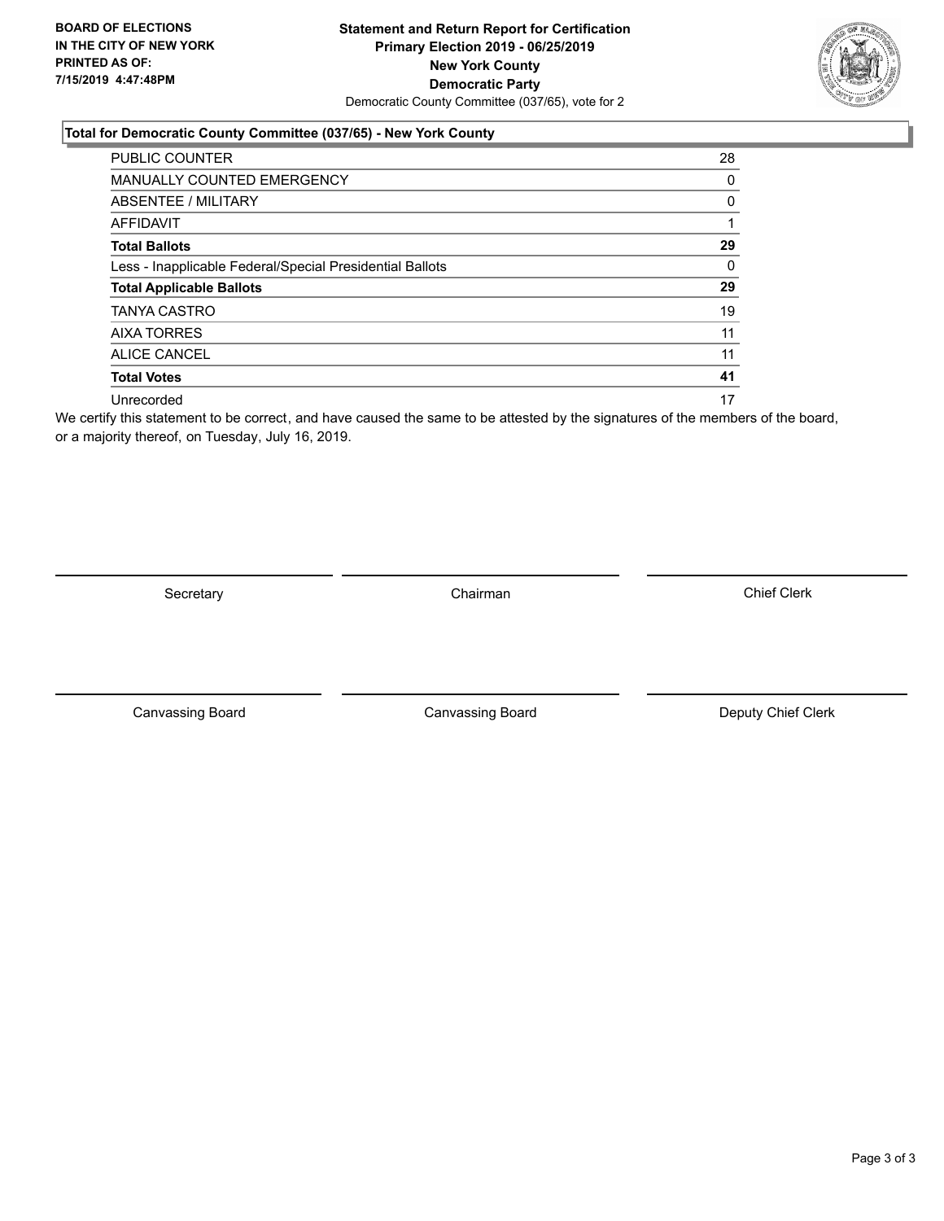**BOARD OF ELECTIONS IN THE CITY OF NEW YORK PRINTED AS OF: 7/15/2019 4:47:48PM**

**Statement and Return Report for Certification**
**Primary Election 2019 - 06/25/2019**
**New York County**
**Democratic Party**
Democratic County Committee (037/65), vote for 2

### Total for Democratic County Committee (037/65) - New York County

| | |
|---|---|
| PUBLIC COUNTER | 28 |
| MANUALLY COUNTED EMERGENCY | 0 |
| ABSENTEE / MILITARY | 0 |
| AFFIDAVIT | 1 |
| **Total Ballots** | **29** |
| Less - Inapplicable Federal/Special Presidential Ballots | 0 |
| **Total Applicable Ballots** | **29** |
| TANYA CASTRO | 19 |
| AIXA TORRES | 11 |
| ALICE CANCEL | 11 |
| **Total Votes** | **41** |
| Unrecorded | 17 |

We certify this statement to be correct, and have caused the same to be attested by the signatures of the members of the board, or a majority thereof, on Tuesday, July 16, 2019.

Secretary

Chairman

Chief Clerk

Canvassing Board

Canvassing Board

Deputy Chief Clerk